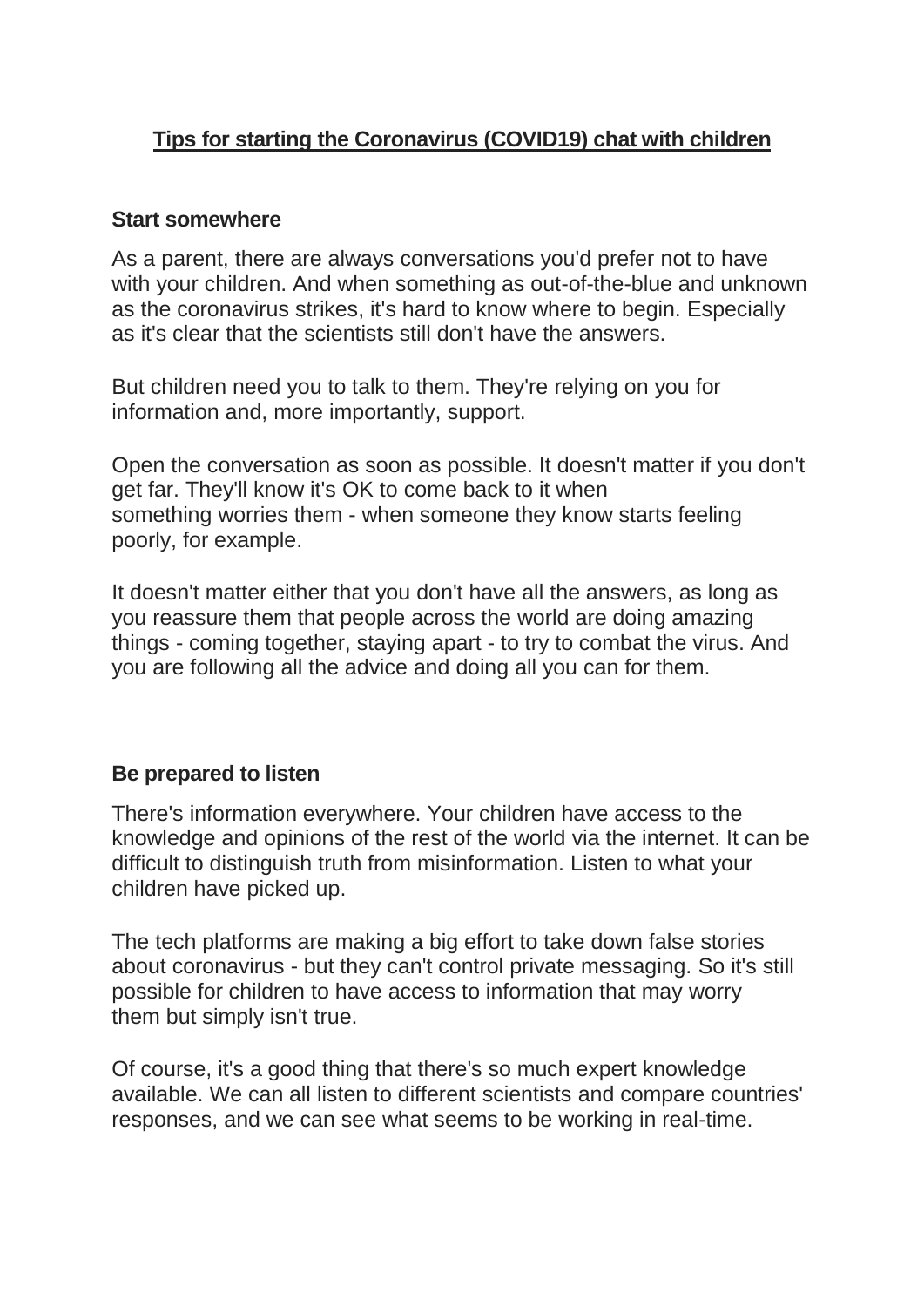# **Tips for starting the Coronavirus (COVID19) chat with children**

## Start somewhere

As a parent, there are always conversations you'd prefer not to have with your children. And when something as out-of-the-blue and unknown as the coronavirus strikes, it's hard to know where to begin. Especially as it's clear that the scientists still don't have the answers.

But children need you to talk to them. They're relying on you for information and, more importantly, support.

Open the conversation as soon as possible. It doesn't matter if you don't get far. They'll know it's OK to come back to it when something worries them - when someone they know starts feeling poorly, for example.

It doesn't matter either that you don't have all the answers, as long as you reassure them that people across the world are doing amazing things - coming together, staying apart - to try to combat the virus. And you are following all the advice and doing all you can for them.

## Be prepared to listen

There's information everywhere. Your children have access to the knowledge and opinions of the rest of the world via the internet. It can be difficult to distinguish truth from misinformation. Listen to what your children have picked up.

The tech platforms are making a big effort to take down false stories about coronavirus - but they can't control private messaging. So it's still possible for children to have access to information that may worry them but simply isn't true.

Of course, it's a good thing that there's so much expert knowledge available. We can all listen to different scientists and compare countries' responses, and we can see what seems to be working in real-time.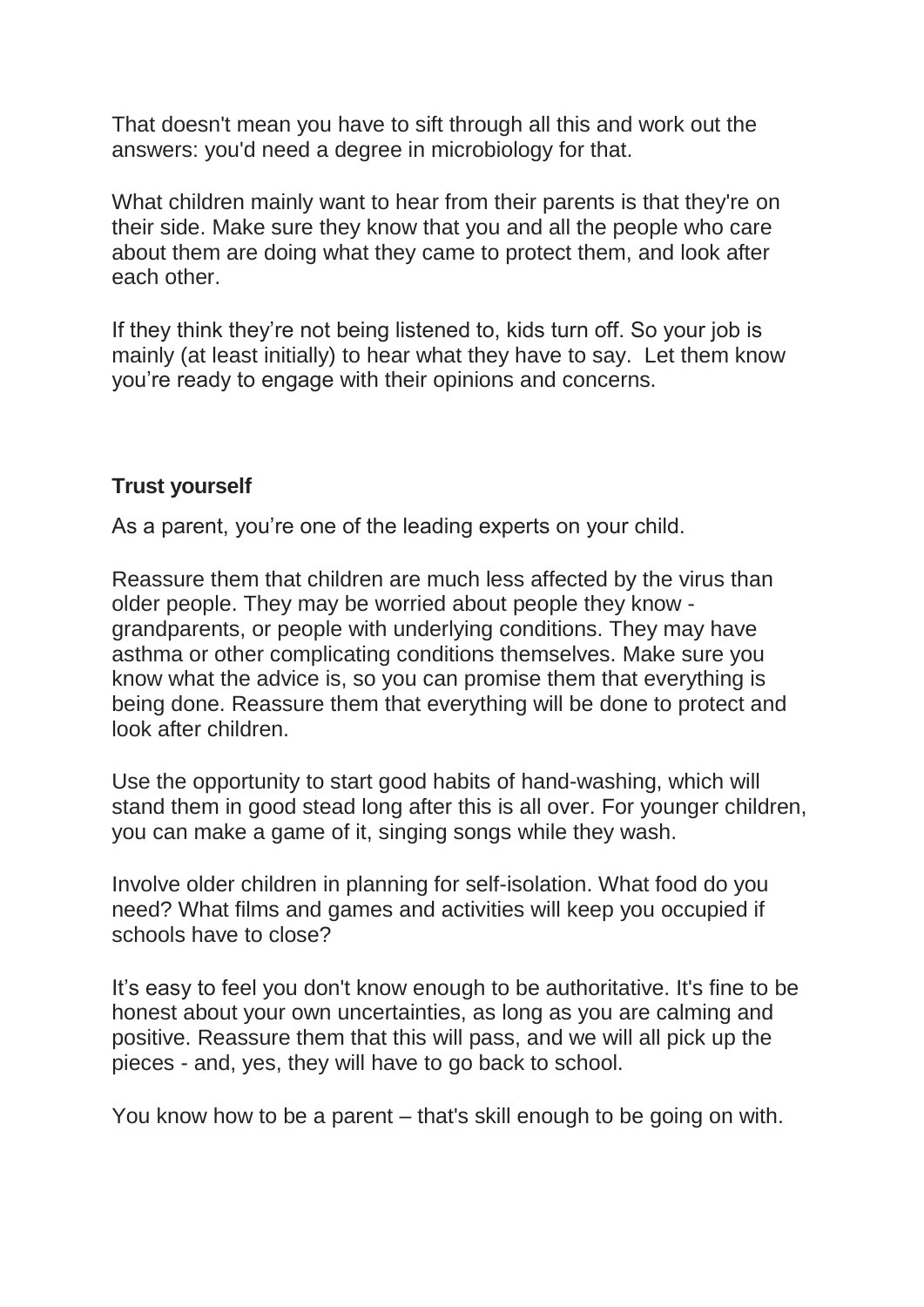That doesn't mean you have to sift through all this and work out the answers: you'd need a degree in microbiology for that.

What children mainly want to hear from their parents is that they're on their side. Make sure they know that you and all the people who care about them are doing what they came to protect them, and look after each other.

If they think they're not being listened to, kids turn off. So your job is mainly (at least initially) to hear what they have to say. Let them know you're ready to engage with their opinions and concerns.

**Trust yourself**

As a parent, you're one of the leading experts on your child.

Reassure them that children are much less affected by the virus than older people. They may be worried about people they know - grandparents, or people with underlying conditions. They may have asthma or other complicating conditions themselves. Make sure you know what the advice is, so you can promise them that everything is being done. Reassure them that everything will be done to protect and look after children.

Use the opportunity to start good habits of hand-washing, which will stand them in good stead long after this is all over. For younger children, you can make a game of it, singing songs while they wash.

Involve older children in planning for self-isolation. What food do you need? What films and games and activities will keep you occupied if schools have to close?

It's easy to feel you don't know enough to be authoritative. It's fine to be honest about your own uncertainties, as long as you are calming and positive. Reassure them that this will pass, and we will all pick up the pieces - and, yes, they will have to go back to school.

You know how to be a parent – that's skill enough to be going on with.